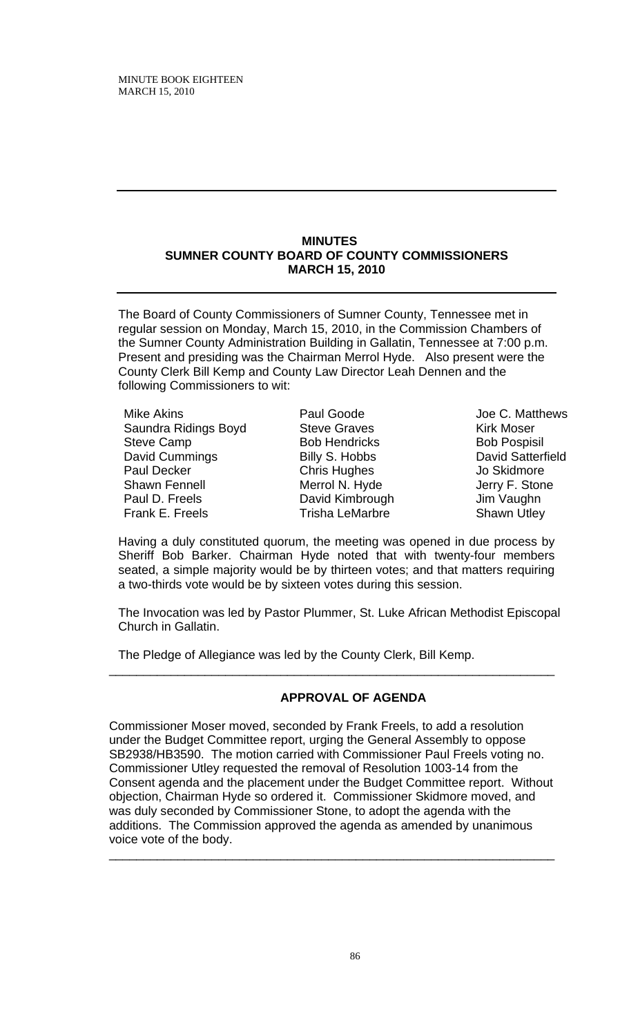## MINUTES
## SUMNER COUNTY BOARD OF COUNTY COMMISSIONERS
## MARCH 15, 2010

The Board of County Commissioners of Sumner County, Tennessee met in regular session on Monday, March 15, 2010, in the Commission Chambers of the Sumner County Administration Building in Gallatin, Tennessee at 7:00 p.m. Present and presiding was the Chairman Merrol Hyde. Also present were the County Clerk Bill Kemp and County Law Director Leah Dennen and the following Commissioners to wit:

| | | |
|---|---|---|
| Mike Akins | Paul Goode | Joe C. Matthews |
| Saundra Ridings Boyd | Steve Graves | Kirk Moser |
| Steve Camp | Bob Hendricks | Bob Pospisil |
| David Cummings | Billy S. Hobbs | David Satterfield |
| Paul Decker | Chris Hughes | Jo Skidmore |
| Shawn Fennell | Merrol N. Hyde | Jerry F. Stone |
| Paul D. Freels | David Kimbrough | Jim Vaughn |
| Frank E. Freels | Trisha LeMarbre | Shawn Utley |

Having a duly constituted quorum, the meeting was opened in due process by Sheriff Bob Barker. Chairman Hyde noted that with twenty-four members seated, a simple majority would be by thirteen votes; and that matters requiring a two-thirds vote would be by sixteen votes during this session.

The Invocation was led by Pastor Plummer, St. Luke African Methodist Episcopal Church in Gallatin.

The Pledge of Allegiance was led by the County Clerk, Bill Kemp.

---

### APPROVAL OF AGENDA

Commissioner Moser moved, seconded by Frank Freels, to add a resolution under the Budget Committee report, urging the General Assembly to oppose SB2938/HB3590. The motion carried with Commissioner Paul Freels voting no. Commissioner Utley requested the removal of Resolution 1003-14 from the Consent agenda and the placement under the Budget Committee report. Without objection, Chairman Hyde so ordered it. Commissioner Skidmore moved, and was duly seconded by Commissioner Stone, to adopt the agenda with the additions. The Commission approved the agenda as amended by unanimous voice vote of the body.

---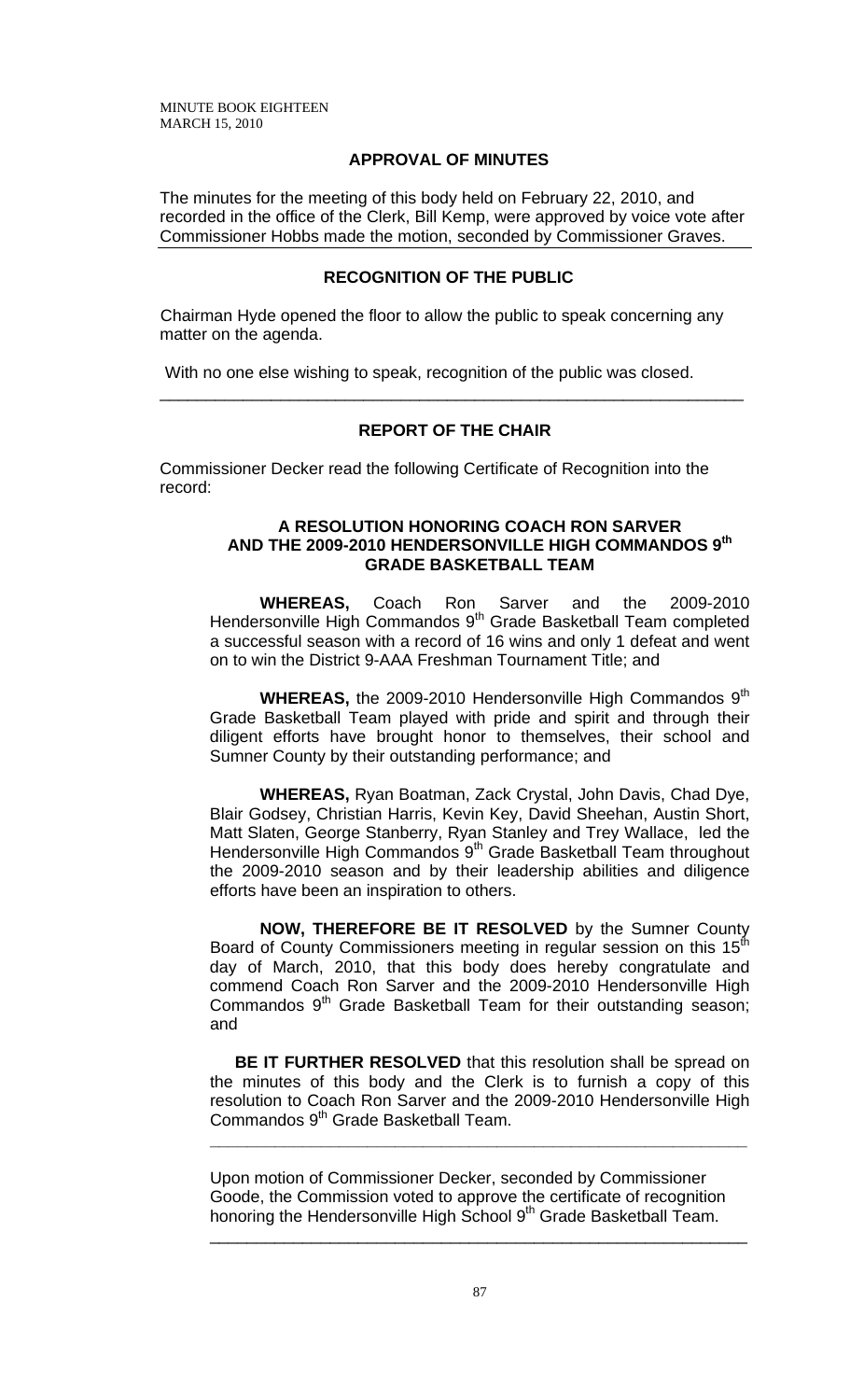## APPROVAL OF MINUTES

The minutes for the meeting of this body held on February 22, 2010, and recorded in the office of the Clerk, Bill Kemp, were approved by voice vote after Commissioner Hobbs made the motion, seconded by Commissioner Graves.

## RECOGNITION OF THE PUBLIC

Chairman Hyde opened the floor to allow the public to speak concerning any matter on the agenda.

With no one else wishing to speak, recognition of the public was closed.

---

## REPORT OF THE CHAIR

Commissioner Decker read the following Certificate of Recognition into the record:

### A RESOLUTION HONORING COACH RON SARVER AND THE 2009-2010 HENDERSONVILLE HIGH COMMANDOS 9th GRADE BASKETBALL TEAM

**WHEREAS,** Coach Ron Sarver and the 2009-2010 Hendersonville High Commandos 9th Grade Basketball Team completed a successful season with a record of 16 wins and only 1 defeat and went on to win the District 9-AAA Freshman Tournament Title; and

**WHEREAS,** the 2009-2010 Hendersonville High Commandos 9th Grade Basketball Team played with pride and spirit and through their diligent efforts have brought honor to themselves, their school and Sumner County by their outstanding performance; and

**WHEREAS,** Ryan Boatman, Zack Crystal, John Davis, Chad Dye, Blair Godsey, Christian Harris, Kevin Key, David Sheehan, Austin Short, Matt Slaten, George Stanberry, Ryan Stanley and Trey Wallace, led the Hendersonville High Commandos 9th Grade Basketball Team throughout the 2009-2010 season and by their leadership abilities and diligence efforts have been an inspiration to others.

**NOW, THEREFORE BE IT RESOLVED** by the Sumner County Board of County Commissioners meeting in regular session on this 15th day of March, 2010, that this body does hereby congratulate and commend Coach Ron Sarver and the 2009-2010 Hendersonville High Commandos 9th Grade Basketball Team for their outstanding season; and

**BE IT FURTHER RESOLVED** that this resolution shall be spread on the minutes of this body and the Clerk is to furnish a copy of this resolution to Coach Ron Sarver and the 2009-2010 Hendersonville High Commandos 9th Grade Basketball Team.

---

Upon motion of Commissioner Decker, seconded by Commissioner Goode, the Commission voted to approve the certificate of recognition honoring the Hendersonville High School 9th Grade Basketball Team.

---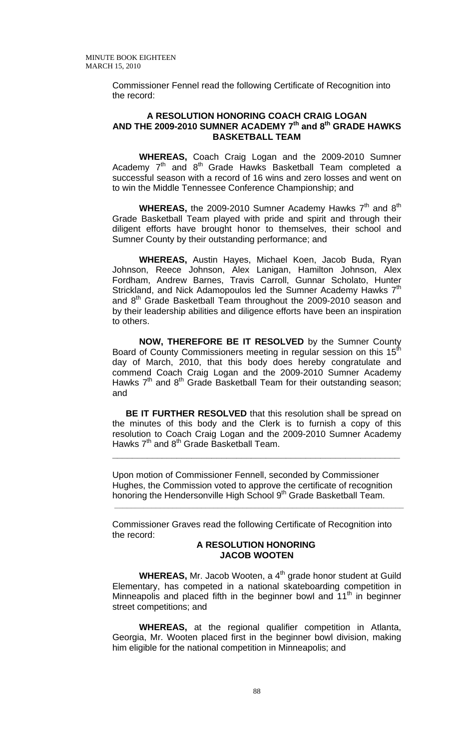Commissioner Fennel read the following Certificate of Recognition into the record:

**A RESOLUTION HONORING COACH CRAIG LOGAN AND THE 2009-2010 SUMNER ACADEMY 7th and 8th GRADE HAWKS BASKETBALL TEAM**

**WHEREAS,** Coach Craig Logan and the 2009-2010 Sumner Academy 7th and 8th Grade Hawks Basketball Team completed a successful season with a record of 16 wins and zero losses and went on to win the Middle Tennessee Conference Championship; and

**WHEREAS,** the 2009-2010 Sumner Academy Hawks 7th and 8th Grade Basketball Team played with pride and spirit and through their diligent efforts have brought honor to themselves, their school and Sumner County by their outstanding performance; and

**WHEREAS,** Austin Hayes, Michael Koen, Jacob Buda, Ryan Johnson, Reece Johnson, Alex Lanigan, Hamilton Johnson, Alex Fordham, Andrew Barnes, Travis Carroll, Gunnar Scholato, Hunter Strickland, and Nick Adamopoulos led the Sumner Academy Hawks 7th and 8th Grade Basketball Team throughout the 2009-2010 season and by their leadership abilities and diligence efforts have been an inspiration to others.

**NOW, THEREFORE BE IT RESOLVED** by the Sumner County Board of County Commissioners meeting in regular session on this 15th day of March, 2010, that this body does hereby congratulate and commend Coach Craig Logan and the 2009-2010 Sumner Academy Hawks 7th and 8th Grade Basketball Team for their outstanding season; and

**BE IT FURTHER RESOLVED** that this resolution shall be spread on the minutes of this body and the Clerk is to furnish a copy of this resolution to Coach Craig Logan and the 2009-2010 Sumner Academy Hawks 7th and 8th Grade Basketball Team.

---

Upon motion of Commissioner Fennell, seconded by Commissioner Hughes, the Commission voted to approve the certificate of recognition honoring the Hendersonville High School 9th Grade Basketball Team.

---

Commissioner Graves read the following Certificate of Recognition into the record:

**A RESOLUTION HONORING JACOB WOOTEN**

**WHEREAS,** Mr. Jacob Wooten, a 4th grade honor student at Guild Elementary, has competed in a national skateboarding competition in Minneapolis and placed fifth in the beginner bowl and 11th in beginner street competitions; and

**WHEREAS,** at the regional qualifier competition in Atlanta, Georgia, Mr. Wooten placed first in the beginner bowl division, making him eligible for the national competition in Minneapolis; and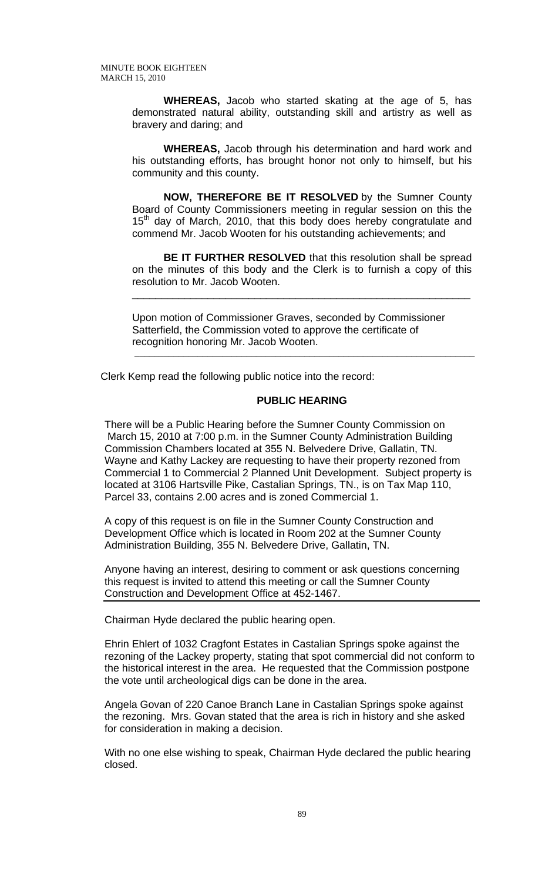**WHEREAS,** Jacob who started skating at the age of 5, has demonstrated natural ability, outstanding skill and artistry as well as bravery and daring; and

**WHEREAS,** Jacob through his determination and hard work and his outstanding efforts, has brought honor not only to himself, but his community and this county.

**NOW, THEREFORE BE IT RESOLVED** by the Sumner County Board of County Commissioners meeting in regular session on this the 15th day of March, 2010, that this body does hereby congratulate and commend Mr. Jacob Wooten for his outstanding achievements; and

**BE IT FURTHER RESOLVED** that this resolution shall be spread on the minutes of this body and the Clerk is to furnish a copy of this resolution to Mr. Jacob Wooten.

---

Upon motion of Commissioner Graves, seconded by Commissioner Satterfield, the Commission voted to approve the certificate of recognition honoring Mr. Jacob Wooten.

---

Clerk Kemp read the following public notice into the record:

**PUBLIC HEARING**

There will be a Public Hearing before the Sumner County Commission on March 15, 2010 at 7:00 p.m. in the Sumner County Administration Building Commission Chambers located at 355 N. Belvedere Drive, Gallatin, TN. Wayne and Kathy Lackey are requesting to have their property rezoned from Commercial 1 to Commercial 2 Planned Unit Development. Subject property is located at 3106 Hartsville Pike, Castalian Springs, TN., is on Tax Map 110, Parcel 33, contains 2.00 acres and is zoned Commercial 1.

A copy of this request is on file in the Sumner County Construction and Development Office which is located in Room 202 at the Sumner County Administration Building, 355 N. Belvedere Drive, Gallatin, TN.

Anyone having an interest, desiring to comment or ask questions concerning this request is invited to attend this meeting or call the Sumner County Construction and Development Office at 452-1467.

---

Chairman Hyde declared the public hearing open.

Ehrin Ehlert of 1032 Cragfont Estates in Castalian Springs spoke against the rezoning of the Lackey property, stating that spot commercial did not conform to the historical interest in the area. He requested that the Commission postpone the vote until archeological digs can be done in the area.

Angela Govan of 220 Canoe Branch Lane in Castalian Springs spoke against the rezoning. Mrs. Govan stated that the area is rich in history and she asked for consideration in making a decision.

With no one else wishing to speak, Chairman Hyde declared the public hearing closed.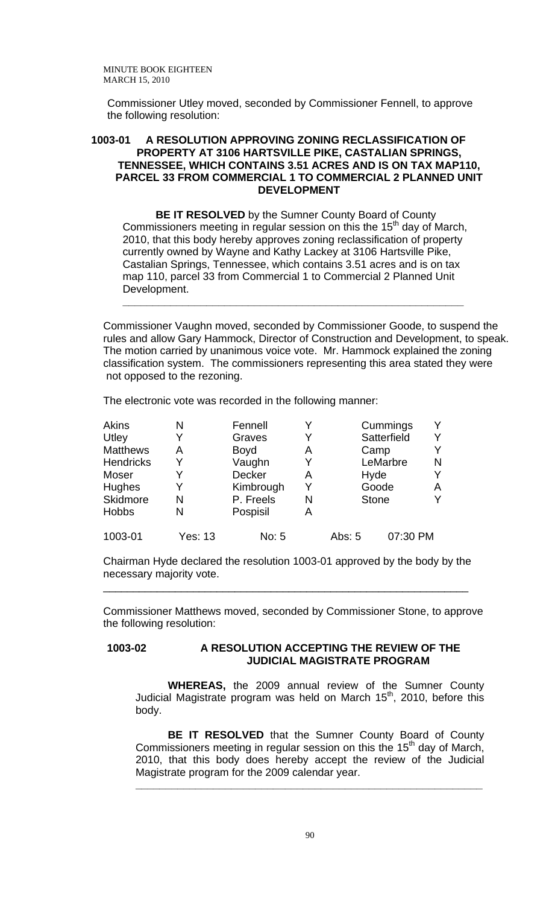Commissioner Utley moved, seconded by Commissioner Fennell, to approve the following resolution:

**1003-01 A RESOLUTION APPROVING ZONING RECLASSIFICATION OF PROPERTY AT 3106 HARTSVILLE PIKE, CASTALIAN SPRINGS, TENNESSEE, WHICH CONTAINS 3.51 ACRES AND IS ON TAX MAP110, PARCEL 33 FROM COMMERCIAL 1 TO COMMERCIAL 2 PLANNED UNIT DEVELOPMENT**

**BE IT RESOLVED** by the Sumner County Board of County Commissioners meeting in regular session on this the 15th day of March, 2010, that this body hereby approves zoning reclassification of property currently owned by Wayne and Kathy Lackey at 3106 Hartsville Pike, Castalian Springs, Tennessee, which contains 3.51 acres and is on tax map 110, parcel 33 from Commercial 1 to Commercial 2 Planned Unit Development.

---

Commissioner Vaughn moved, seconded by Commissioner Goode, to suspend the rules and allow Gary Hammock, Director of Construction and Development, to speak. The motion carried by unanimous voice vote. Mr. Hammock explained the zoning classification system. The commissioners representing this area stated they were not opposed to the rezoning.

The electronic vote was recorded in the following manner:

| | | | | | |
|---|---|---|---|---|---|
| Akins | N | Fennell | Y | Cummings | Y |
| Utley | Y | Graves | Y | Satterfield | Y |
| Matthews | A | Boyd | A | Camp | Y |
| Hendricks | Y | Vaughn | Y | LeMarbre | N |
| Moser | Y | Decker | A | Hyde | Y |
| Hughes | Y | Kimbrough | Y | Goode | A |
| Skidmore | N | P. Freels | N | Stone | Y |
| Hobbs | N | Pospisil | A | | |

1003-01 Yes: 13 No: 5 Abs: 5 07:30 PM

Chairman Hyde declared the resolution 1003-01 approved by the body by the necessary majority vote.

---

Commissioner Matthews moved, seconded by Commissioner Stone, to approve the following resolution:

**1003-02 A RESOLUTION ACCEPTING THE REVIEW OF THE JUDICIAL MAGISTRATE PROGRAM**

**WHEREAS,** the 2009 annual review of the Sumner County Judicial Magistrate program was held on March 15th, 2010, before this body.

**BE IT RESOLVED** that the Sumner County Board of County Commissioners meeting in regular session on this the 15th day of March, 2010, that this body does hereby accept the review of the Judicial Magistrate program for the 2009 calendar year.

---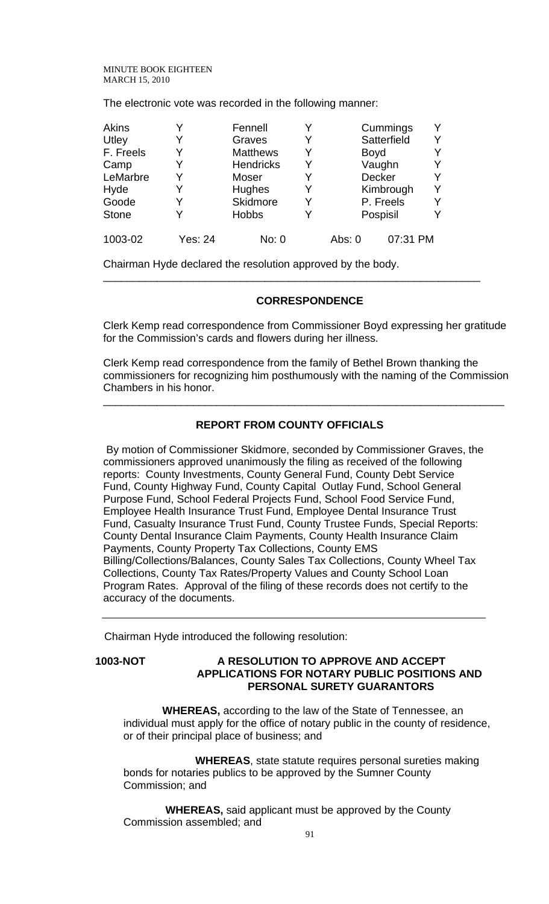The electronic vote was recorded in the following manner:

| | | | | | |
|---|---|---|---|---|---|
| Akins | Y | Fennell | Y | Cummings | Y |
| Utley | Y | Graves | Y | Satterfield | Y |
| F. Freels | Y | Matthews | Y | Boyd | Y |
| Camp | Y | Hendricks | Y | Vaughn | Y |
| LeMarbre | Y | Moser | Y | Decker | Y |
| Hyde | Y | Hughes | Y | Kimbrough | Y |
| Goode | Y | Skidmore | Y | P. Freels | Y |
| Stone | Y | Hobbs | Y | Pospisil | Y |

1003-02  Yes: 24  No: 0  Abs: 0  07:31 PM

Chairman Hyde declared the resolution approved by the body.

---

## CORRESPONDENCE

Clerk Kemp read correspondence from Commissioner Boyd expressing her gratitude for the Commission's cards and flowers during her illness.

Clerk Kemp read correspondence from the family of Bethel Brown thanking the commissioners for recognizing him posthumously with the naming of the Commission Chambers in his honor.

---

## REPORT FROM COUNTY OFFICIALS

By motion of Commissioner Skidmore, seconded by Commissioner Graves, the commissioners approved unanimously the filing as received of the following reports: County Investments, County General Fund, County Debt Service Fund, County Highway Fund, County Capital Outlay Fund, School General Purpose Fund, School Federal Projects Fund, School Food Service Fund, Employee Health Insurance Trust Fund, Employee Dental Insurance Trust Fund, Casualty Insurance Trust Fund, County Trustee Funds, Special Reports: County Dental Insurance Claim Payments, County Health Insurance Claim Payments, County Property Tax Collections, County EMS Billing/Collections/Balances, County Sales Tax Collections, County Wheel Tax Collections, County Tax Rates/Property Values and County School Loan Program Rates. Approval of the filing of these records does not certify to the accuracy of the documents.

---

Chairman Hyde introduced the following resolution:

**1003-NOT** **A RESOLUTION TO APPROVE AND ACCEPT APPLICATIONS FOR NOTARY PUBLIC POSITIONS AND PERSONAL SURETY GUARANTORS**

**WHEREAS,** according to the law of the State of Tennessee, an individual must apply for the office of notary public in the county of residence, or of their principal place of business; and

**WHEREAS**, state statute requires personal sureties making bonds for notaries publics to be approved by the Sumner County Commission; and

**WHEREAS,** said applicant must be approved by the County Commission assembled; and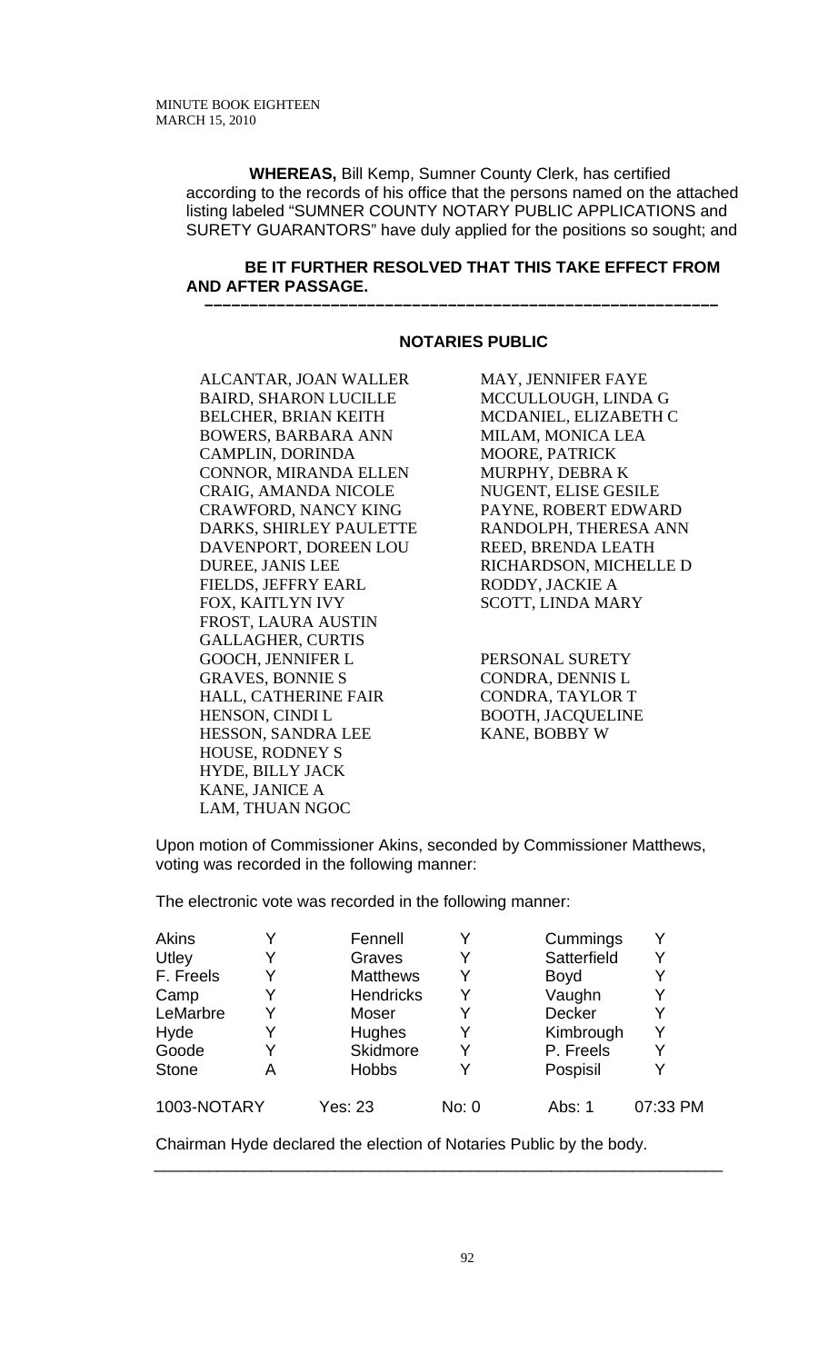**WHEREAS,** Bill Kemp, Sumner County Clerk, has certified according to the records of his office that the persons named on the attached listing labeled "SUMNER COUNTY NOTARY PUBLIC APPLICATIONS and SURETY GUARANTORS" have duly applied for the positions so sought; and

**BE IT FURTHER RESOLVED THAT THIS TAKE EFFECT FROM AND AFTER PASSAGE.**

---

**NOTARIES PUBLIC**

ALCANTAR, JOAN WALLER
BAIRD, SHARON LUCILLE
BELCHER, BRIAN KEITH
BOWERS, BARBARA ANN
CAMPLIN, DORINDA
CONNOR, MIRANDA ELLEN
CRAIG, AMANDA NICOLE
CRAWFORD, NANCY KING
DARKS, SHIRLEY PAULETTE
DAVENPORT, DOREEN LOU
DUREE, JANIS LEE
FIELDS, JEFFRY EARL
FOX, KAITLYN IVY
FROST, LAURA AUSTIN
GALLAGHER, CURTIS
GOOCH, JENNIFER L
GRAVES, BONNIE S
HALL, CATHERINE FAIR
HENSON, CINDI L
HESSON, SANDRA LEE
HOUSE, RODNEY S
HYDE, BILLY JACK
KANE, JANICE A
LAM, THUAN NGOC
MAY, JENNIFER FAYE
MCCULLOUGH, LINDA G
MCDANIEL, ELIZABETH C
MILAM, MONICA LEA
MOORE, PATRICK
MURPHY, DEBRA K
NUGENT, ELISE GESILE
PAYNE, ROBERT EDWARD
RANDOLPH, THERESA ANN
REED, BRENDA LEATH
RICHARDSON, MICHELLE D
RODDY, JACKIE A
SCOTT, LINDA MARY

PERSONAL SURETY
CONDRA, DENNIS L
CONDRA, TAYLOR T
BOOTH, JACQUELINE
KANE, BOBBY W

Upon motion of Commissioner Akins, seconded by Commissioner Matthews, voting was recorded in the following manner:

The electronic vote was recorded in the following manner:

| | | | | | |
|---|---|---|---|---|---|
| Akins | Y | Fennell | Y | Cummings | Y |
| Utley | Y | Graves | Y | Satterfield | Y |
| F. Freels | Y | Matthews | Y | Boyd | Y |
| Camp | Y | Hendricks | Y | Vaughn | Y |
| LeMarbre | Y | Moser | Y | Decker | Y |
| Hyde | Y | Hughes | Y | Kimbrough | Y |
| Goode | Y | Skidmore | Y | P. Freels | Y |
| Stone | A | Hobbs | Y | Pospisil | Y |
| 1003-NOTARY | | Yes: 23 | No: 0 | Abs: 1 | 07:33 PM |

Chairman Hyde declared the election of Notaries Public by the body.

---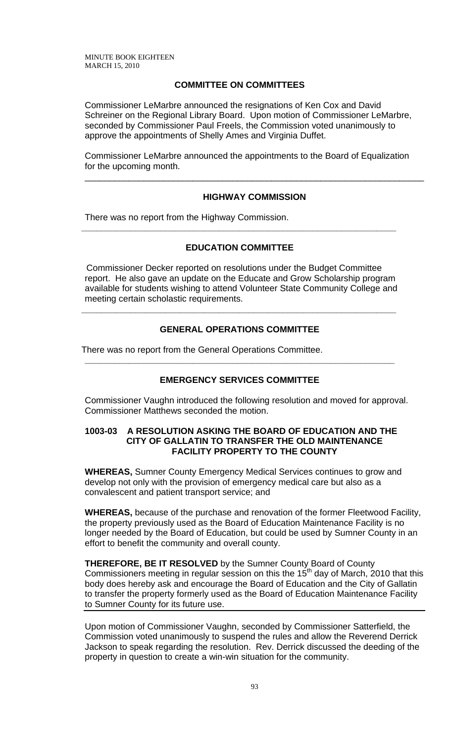## COMMITTEE ON COMMITTEES

Commissioner LeMarbre announced the resignations of Ken Cox and David Schreiner on the Regional Library Board. Upon motion of Commissioner LeMarbre, seconded by Commissioner Paul Freels, the Commission voted unanimously to approve the appointments of Shelly Ames and Virginia Duffet.

Commissioner LeMarbre announced the appointments to the Board of Equalization for the upcoming month.

---

## HIGHWAY COMMISSION

There was no report from the Highway Commission.

---

## EDUCATION COMMITTEE

Commissioner Decker reported on resolutions under the Budget Committee report. He also gave an update on the Educate and Grow Scholarship program available for students wishing to attend Volunteer State Community College and meeting certain scholastic requirements.

---

## GENERAL OPERATIONS COMMITTEE

There was no report from the General Operations Committee.

---

## EMERGENCY SERVICES COMMITTEE

Commissioner Vaughn introduced the following resolution and moved for approval. Commissioner Matthews seconded the motion.

**1003-03 A RESOLUTION ASKING THE BOARD OF EDUCATION AND THE CITY OF GALLATIN TO TRANSFER THE OLD MAINTENANCE FACILITY PROPERTY TO THE COUNTY**

**WHEREAS,** Sumner County Emergency Medical Services continues to grow and develop not only with the provision of emergency medical care but also as a convalescent and patient transport service; and

**WHEREAS,** because of the purchase and renovation of the former Fleetwood Facility, the property previously used as the Board of Education Maintenance Facility is no longer needed by the Board of Education, but could be used by Sumner County in an effort to benefit the community and overall county.

**THEREFORE, BE IT RESOLVED** by the Sumner County Board of County Commissioners meeting in regular session on this the 15th day of March, 2010 that this body does hereby ask and encourage the Board of Education and the City of Gallatin to transfer the property formerly used as the Board of Education Maintenance Facility to Sumner County for its future use.

---

Upon motion of Commissioner Vaughn, seconded by Commissioner Satterfield, the Commission voted unanimously to suspend the rules and allow the Reverend Derrick Jackson to speak regarding the resolution. Rev. Derrick discussed the deeding of the property in question to create a win-win situation for the community.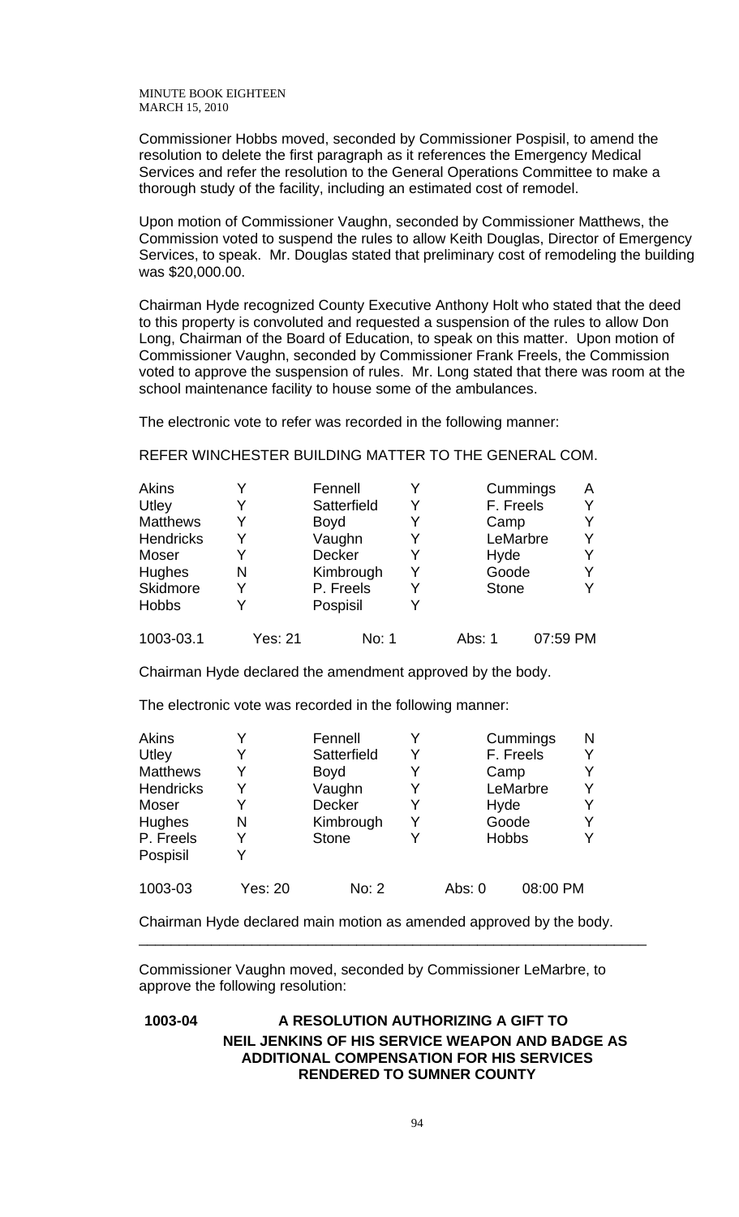Commissioner Hobbs moved, seconded by Commissioner Pospisil, to amend the resolution to delete the first paragraph as it references the Emergency Medical Services and refer the resolution to the General Operations Committee to make a thorough study of the facility, including an estimated cost of remodel.

Upon motion of Commissioner Vaughn, seconded by Commissioner Matthews, the Commission voted to suspend the rules to allow Keith Douglas, Director of Emergency Services, to speak. Mr. Douglas stated that preliminary cost of remodeling the building was $20,000.00.

Chairman Hyde recognized County Executive Anthony Holt who stated that the deed to this property is convoluted and requested a suspension of the rules to allow Don Long, Chairman of the Board of Education, to speak on this matter. Upon motion of Commissioner Vaughn, seconded by Commissioner Frank Freels, the Commission voted to approve the suspension of rules. Mr. Long stated that there was room at the school maintenance facility to house some of the ambulances.

The electronic vote to refer was recorded in the following manner:

REFER WINCHESTER BUILDING MATTER TO THE GENERAL COM.

| | | | | | |
|---|---|---|---|---|---|
| Akins | Y | Fennell | Y | Cummings | A |
| Utley | Y | Satterfield | Y | F. Freels | Y |
| Matthews | Y | Boyd | Y | Camp | Y |
| Hendricks | Y | Vaughn | Y | LeMarbre | Y |
| Moser | Y | Decker | Y | Hyde | Y |
| Hughes | N | Kimbrough | Y | Goode | Y |
| Skidmore | Y | P. Freels | Y | Stone | Y |
| Hobbs | Y | Pospisil | Y | | |

1003-03.1 Yes: 21 No: 1 Abs: 1 07:59 PM

Chairman Hyde declared the amendment approved by the body.

The electronic vote was recorded in the following manner:

| | | | | | |
|---|---|---|---|---|---|
| Akins | Y | Fennell | Y | Cummings | N |
| Utley | Y | Satterfield | Y | F. Freels | Y |
| Matthews | Y | Boyd | Y | Camp | Y |
| Hendricks | Y | Vaughn | Y | LeMarbre | Y |
| Moser | Y | Decker | Y | Hyde | Y |
| Hughes | N | Kimbrough | Y | Goode | Y |
| P. Freels | Y | Stone | Y | Hobbs | Y |
| Pospisil | Y | | | | |

1003-03 Yes: 20 No: 2 Abs: 0 08:00 PM

Chairman Hyde declared main motion as amended approved by the body.

---

Commissioner Vaughn moved, seconded by Commissioner LeMarbre, to approve the following resolution:

**1003-04 A RESOLUTION AUTHORIZING A GIFT TO NEIL JENKINS OF HIS SERVICE WEAPON AND BADGE AS ADDITIONAL COMPENSATION FOR HIS SERVICES RENDERED TO SUMNER COUNTY**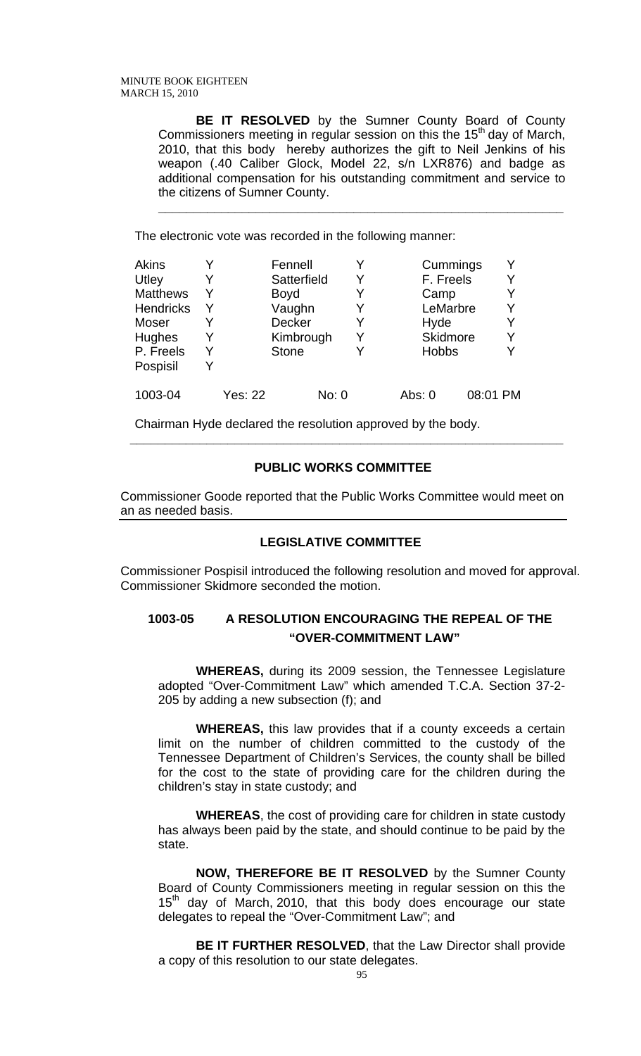**BE IT RESOLVED** by the Sumner County Board of County Commissioners meeting in regular session on this the 15th day of March, 2010, that this body hereby authorizes the gift to Neil Jenkins of his weapon (.40 Caliber Glock, Model 22, s/n LXR876) and badge as additional compensation for his outstanding commitment and service to the citizens of Sumner County.

---

The electronic vote was recorded in the following manner:

| | | | | | |
|---|---|---|---|---|---|
| Akins | Y | Fennell | Y | Cummings | Y |
| Utley | Y | Satterfield | Y | F. Freels | Y |
| Matthews | Y | Boyd | Y | Camp | Y |
| Hendricks | Y | Vaughn | Y | LeMarbre | Y |
| Moser | Y | Decker | Y | Hyde | Y |
| Hughes | Y | Kimbrough | Y | Skidmore | Y |
| P. Freels | Y | Stone | Y | Hobbs | Y |
| Pospisil | Y | | | | |

1003-04 Yes: 22 No: 0 Abs: 0 08:01 PM

Chairman Hyde declared the resolution approved by the body.

---

## PUBLIC WORKS COMMITTEE

Commissioner Goode reported that the Public Works Committee would meet on an as needed basis.

---

## LEGISLATIVE COMMITTEE

Commissioner Pospisil introduced the following resolution and moved for approval. Commissioner Skidmore seconded the motion.

### 1003-05 A RESOLUTION ENCOURAGING THE REPEAL OF THE "OVER-COMMITMENT LAW"

**WHEREAS,** during its 2009 session, the Tennessee Legislature adopted "Over-Commitment Law" which amended T.C.A. Section 37-2-205 by adding a new subsection (f); and

**WHEREAS,** this law provides that if a county exceeds a certain limit on the number of children committed to the custody of the Tennessee Department of Children's Services, the county shall be billed for the cost to the state of providing care for the children during the children's stay in state custody; and

**WHEREAS**, the cost of providing care for children in state custody has always been paid by the state, and should continue to be paid by the state.

**NOW, THEREFORE BE IT RESOLVED** by the Sumner County Board of County Commissioners meeting in regular session on this the 15th day of March, 2010, that this body does encourage our state delegates to repeal the "Over-Commitment Law"; and

**BE IT FURTHER RESOLVED**, that the Law Director shall provide a copy of this resolution to our state delegates.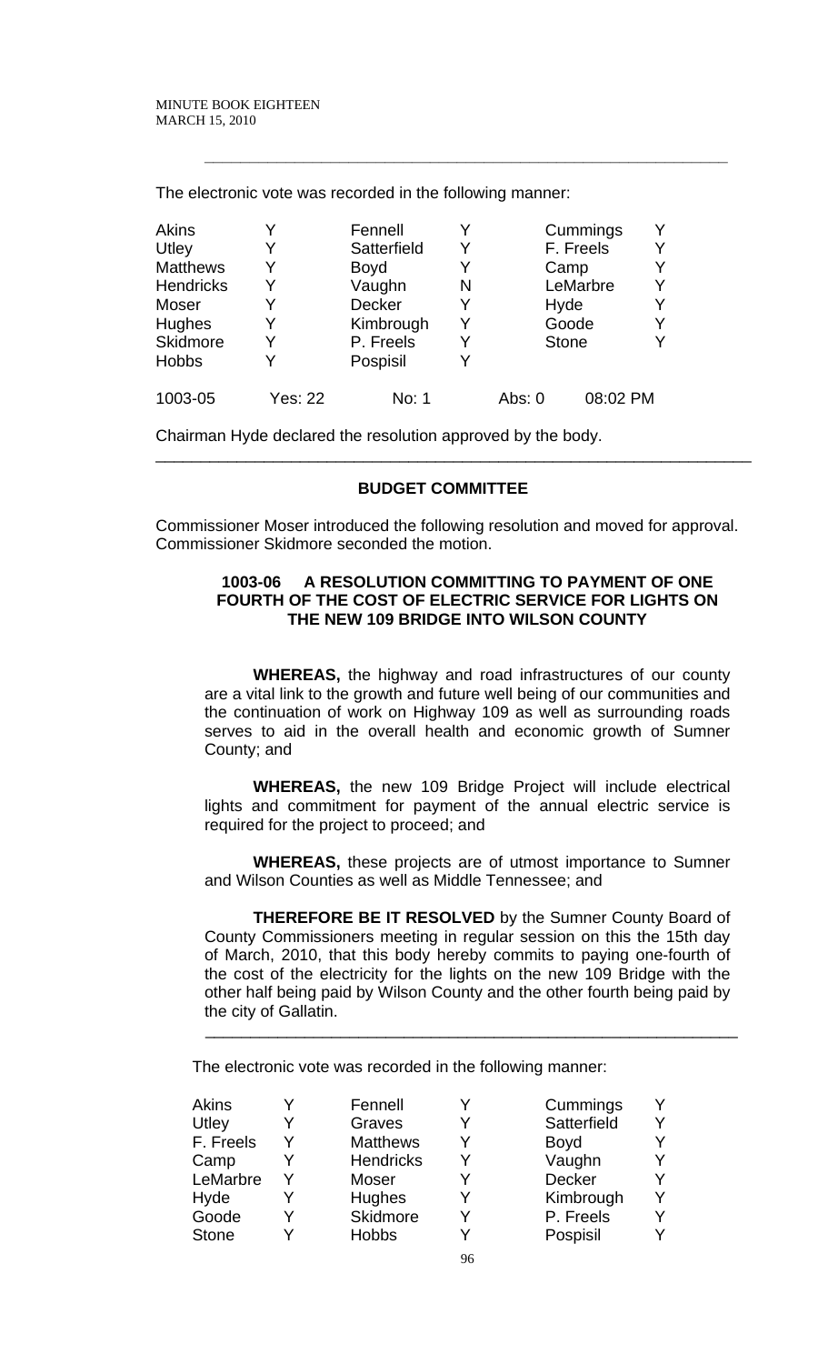The electronic vote was recorded in the following manner:

| | | | | | |
|---|---|---|---|---|---|
| Akins | Y | Fennell | Y | Cummings | Y |
| Utley | Y | Satterfield | Y | F. Freels | Y |
| Matthews | Y | Boyd | Y | Camp | Y |
| Hendricks | Y | Vaughn | N | LeMarbre | Y |
| Moser | Y | Decker | Y | Hyde | Y |
| Hughes | Y | Kimbrough | Y | Goode | Y |
| Skidmore | Y | P. Freels | Y | Stone | Y |
| Hobbs | Y | Pospisil | Y | | |

1003-05 Yes: 22 No: 1 Abs: 0 08:02 PM

Chairman Hyde declared the resolution approved by the body.

---

## BUDGET COMMITTEE

Commissioner Moser introduced the following resolution and moved for approval. Commissioner Skidmore seconded the motion.

### 1003-06 A RESOLUTION COMMITTING TO PAYMENT OF ONE FOURTH OF THE COST OF ELECTRIC SERVICE FOR LIGHTS ON THE NEW 109 BRIDGE INTO WILSON COUNTY

**WHEREAS,** the highway and road infrastructures of our county are a vital link to the growth and future well being of our communities and the continuation of work on Highway 109 as well as surrounding roads serves to aid in the overall health and economic growth of Sumner County; and

**WHEREAS,** the new 109 Bridge Project will include electrical lights and commitment for payment of the annual electric service is required for the project to proceed; and

**WHEREAS,** these projects are of utmost importance to Sumner and Wilson Counties as well as Middle Tennessee; and

**THEREFORE BE IT RESOLVED** by the Sumner County Board of County Commissioners meeting in regular session on this the 15th day of March, 2010, that this body hereby commits to paying one-fourth of the cost of the electricity for the lights on the new 109 Bridge with the other half being paid by Wilson County and the other fourth being paid by the city of Gallatin.

---

The electronic vote was recorded in the following manner:

| | | | | | |
|---|---|---|---|---|---|
| Akins | Y | Fennell | Y | Cummings | Y |
| Utley | Y | Graves | Y | Satterfield | Y |
| F. Freels | Y | Matthews | Y | Boyd | Y |
| Camp | Y | Hendricks | Y | Vaughn | Y |
| LeMarbre | Y | Moser | Y | Decker | Y |
| Hyde | Y | Hughes | Y | Kimbrough | Y |
| Goode | Y | Skidmore | Y | P. Freels | Y |
| Stone | Y | Hobbs | Y | Pospisil | Y |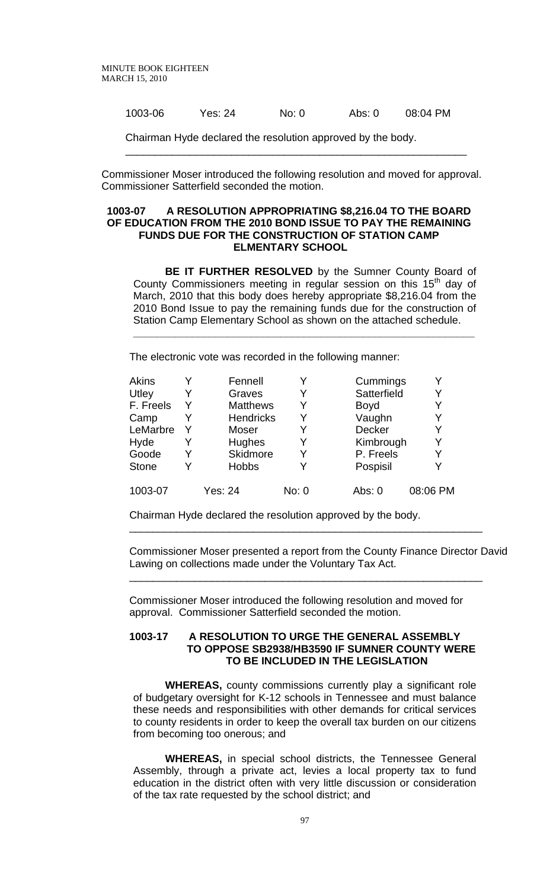1003-06 Yes: 24 No: 0 Abs: 0 08:04 PM

Chairman Hyde declared the resolution approved by the body.

---

Commissioner Moser introduced the following resolution and moved for approval. Commissioner Satterfield seconded the motion.

**1003-07 A RESOLUTION APPROPRIATING $8,216.04 TO THE BOARD OF EDUCATION FROM THE 2010 BOND ISSUE TO PAY THE REMAINING FUNDS DUE FOR THE CONSTRUCTION OF STATION CAMP ELMENTARY SCHOOL**

**BE IT FURTHER RESOLVED** by the Sumner County Board of County Commissioners meeting in regular session on this 15th day of March, 2010 that this body does hereby appropriate $8,216.04 from the 2010 Bond Issue to pay the remaining funds due for the construction of Station Camp Elementary School as shown on the attached schedule.

---

The electronic vote was recorded in the following manner:

| | | | | | |
|---|---|---|---|---|---|
| Akins | Y | Fennell | Y | Cummings | Y |
| Utley | Y | Graves | Y | Satterfield | Y |
| F. Freels | Y | Matthews | Y | Boyd | Y |
| Camp | Y | Hendricks | Y | Vaughn | Y |
| LeMarbre | Y | Moser | Y | Decker | Y |
| Hyde | Y | Hughes | Y | Kimbrough | Y |
| Goode | Y | Skidmore | Y | P. Freels | Y |
| Stone | Y | Hobbs | Y | Pospisil | Y |

1003-07 Yes: 24 No: 0 Abs: 0 08:06 PM

Chairman Hyde declared the resolution approved by the body.

---

Commissioner Moser presented a report from the County Finance Director David Lawing on collections made under the Voluntary Tax Act.

---

Commissioner Moser introduced the following resolution and moved for approval. Commissioner Satterfield seconded the motion.

**1003-17 A RESOLUTION TO URGE THE GENERAL ASSEMBLY TO OPPOSE SB2938/HB3590 IF SUMNER COUNTY WERE TO BE INCLUDED IN THE LEGISLATION**

**WHEREAS,** county commissions currently play a significant role of budgetary oversight for K-12 schools in Tennessee and must balance these needs and responsibilities with other demands for critical services to county residents in order to keep the overall tax burden on our citizens from becoming too onerous; and

**WHEREAS,** in special school districts, the Tennessee General Assembly, through a private act, levies a local property tax to fund education in the district often with very little discussion or consideration of the tax rate requested by the school district; and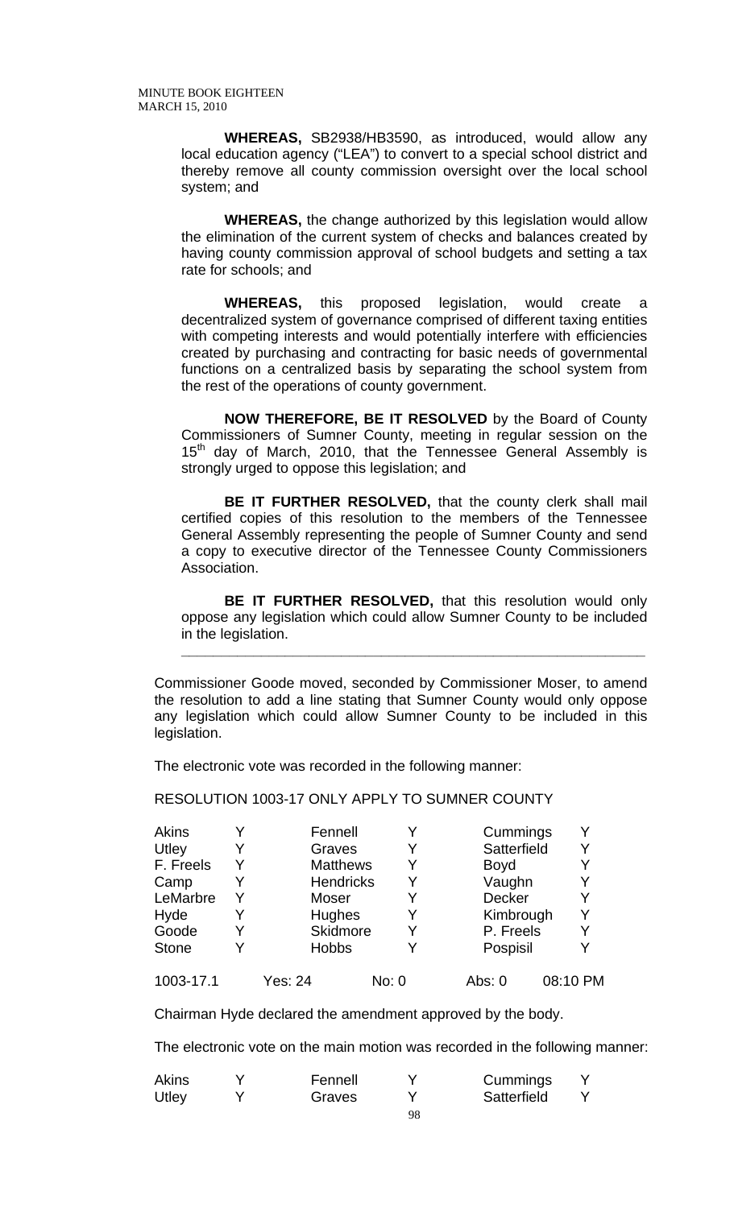**WHEREAS,** SB2938/HB3590, as introduced, would allow any local education agency ("LEA") to convert to a special school district and thereby remove all county commission oversight over the local school system; and

**WHEREAS,** the change authorized by this legislation would allow the elimination of the current system of checks and balances created by having county commission approval of school budgets and setting a tax rate for schools; and

**WHEREAS,** this proposed legislation, would create a decentralized system of governance comprised of different taxing entities with competing interests and would potentially interfere with efficiencies created by purchasing and contracting for basic needs of governmental functions on a centralized basis by separating the school system from the rest of the operations of county government.

**NOW THEREFORE, BE IT RESOLVED** by the Board of County Commissioners of Sumner County, meeting in regular session on the 15th day of March, 2010, that the Tennessee General Assembly is strongly urged to oppose this legislation; and

**BE IT FURTHER RESOLVED,** that the county clerk shall mail certified copies of this resolution to the members of the Tennessee General Assembly representing the people of Sumner County and send a copy to executive director of the Tennessee County Commissioners Association.

**BE IT FURTHER RESOLVED,** that this resolution would only oppose any legislation which could allow Sumner County to be included in the legislation.

---

Commissioner Goode moved, seconded by Commissioner Moser, to amend the resolution to add a line stating that Sumner County would only oppose any legislation which could allow Sumner County to be included in this legislation.

The electronic vote was recorded in the following manner:

RESOLUTION 1003-17 ONLY APPLY TO SUMNER COUNTY

| | | | | | |
|---|---|---|---|---|---|
| Akins | Y | Fennell | Y | Cummings | Y |
| Utley | Y | Graves | Y | Satterfield | Y |
| F. Freels | Y | Matthews | Y | Boyd | Y |
| Camp | Y | Hendricks | Y | Vaughn | Y |
| LeMarbre | Y | Moser | Y | Decker | Y |
| Hyde | Y | Hughes | Y | Kimbrough | Y |
| Goode | Y | Skidmore | Y | P. Freels | Y |
| Stone | Y | Hobbs | Y | Pospisil | Y |

1003-17.1 Yes: 24 No: 0 Abs: 0 08:10 PM

Chairman Hyde declared the amendment approved by the body.

The electronic vote on the main motion was recorded in the following manner:

| | | | | | |
|---|---|---|---|---|---|
| Akins | Y | Fennell | Y | Cummings | Y |
| Utley | Y | Graves | Y | Satterfield | Y |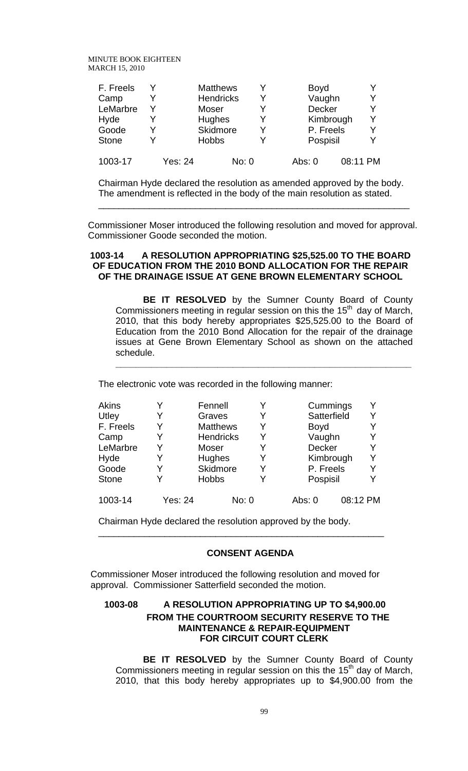| F. Freels | Y | Matthews | Y | Boyd | Y |
|---|---|---|---|---|---|
| Camp | Y | Hendricks | Y | Vaughn | Y |
| LeMarbre | Y | Moser | Y | Decker | Y |
| Hyde | Y | Hughes | Y | Kimbrough | Y |
| Goode | Y | Skidmore | Y | P. Freels | Y |
| Stone | Y | Hobbs | Y | Pospisil | Y |

1003-17 Yes: 24 No: 0 Abs: 0 08:11 PM

Chairman Hyde declared the resolution as amended approved by the body. The amendment is reflected in the body of the main resolution as stated.

---

Commissioner Moser introduced the following resolution and moved for approval. Commissioner Goode seconded the motion.

**1003-14 A RESOLUTION APPROPRIATING \$25,525.00 TO THE BOARD OF EDUCATION FROM THE 2010 BOND ALLOCATION FOR THE REPAIR OF THE DRAINAGE ISSUE AT GENE BROWN ELEMENTARY SCHOOL**

**BE IT RESOLVED** by the Sumner County Board of County Commissioners meeting in regular session on this the 15th day of March, 2010, that this body hereby appropriates \$25,525.00 to the Board of Education from the 2010 Bond Allocation for the repair of the drainage issues at Gene Brown Elementary School as shown on the attached schedule.

---

The electronic vote was recorded in the following manner:

| Akins | Y | Fennell | Y | Cummings | Y |
|---|---|---|---|---|---|
| Utley | Y | Graves | Y | Satterfield | Y |
| F. Freels | Y | Matthews | Y | Boyd | Y |
| Camp | Y | Hendricks | Y | Vaughn | Y |
| LeMarbre | Y | Moser | Y | Decker | Y |
| Hyde | Y | Hughes | Y | Kimbrough | Y |
| Goode | Y | Skidmore | Y | P. Freels | Y |
| Stone | Y | Hobbs | Y | Pospisil | Y |

1003-14 Yes: 24 No: 0 Abs: 0 08:12 PM

Chairman Hyde declared the resolution approved by the body.

---

**CONSENT AGENDA**

Commissioner Moser introduced the following resolution and moved for approval. Commissioner Satterfield seconded the motion.

**1003-08 A RESOLUTION APPROPRIATING UP TO \$4,900.00 FROM THE COURTROOM SECURITY RESERVE TO THE MAINTENANCE & REPAIR-EQUIPMENT FOR CIRCUIT COURT CLERK**

**BE IT RESOLVED** by the Sumner County Board of County Commissioners meeting in regular session on this the 15th day of March, 2010, that this body hereby appropriates up to \$4,900.00 from the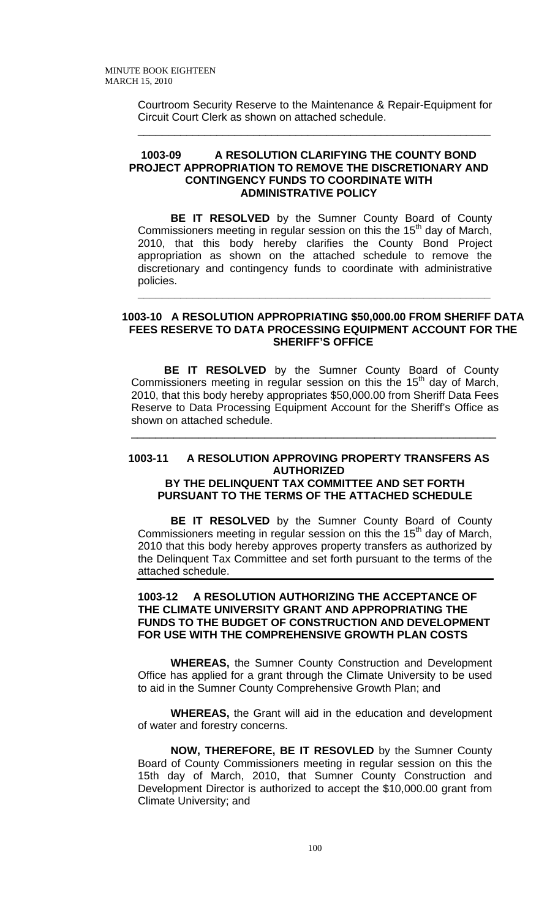Courtroom Security Reserve to the Maintenance & Repair-Equipment for Circuit Court Clerk as shown on attached schedule.

---

**1003-09 A RESOLUTION CLARIFYING THE COUNTY BOND PROJECT APPROPRIATION TO REMOVE THE DISCRETIONARY AND CONTINGENCY FUNDS TO COORDINATE WITH ADMINISTRATIVE POLICY**

**BE IT RESOLVED** by the Sumner County Board of County Commissioners meeting in regular session on this the 15th day of March, 2010, that this body hereby clarifies the County Bond Project appropriation as shown on the attached schedule to remove the discretionary and contingency funds to coordinate with administrative policies.

---

**1003-10 A RESOLUTION APPROPRIATING $50,000.00 FROM SHERIFF DATA FEES RESERVE TO DATA PROCESSING EQUIPMENT ACCOUNT FOR THE SHERIFF'S OFFICE**

**BE IT RESOLVED** by the Sumner County Board of County Commissioners meeting in regular session on this the 15th day of March, 2010, that this body hereby appropriates $50,000.00 from Sheriff Data Fees Reserve to Data Processing Equipment Account for the Sheriff's Office as shown on attached schedule.

---

**1003-11 A RESOLUTION APPROVING PROPERTY TRANSFERS AS AUTHORIZED BY THE DELINQUENT TAX COMMITTEE AND SET FORTH PURSUANT TO THE TERMS OF THE ATTACHED SCHEDULE**

**BE IT RESOLVED** by the Sumner County Board of County Commissioners meeting in regular session on this the 15th day of March, 2010 that this body hereby approves property transfers as authorized by the Delinquent Tax Committee and set forth pursuant to the terms of the attached schedule.

---

**1003-12 A RESOLUTION AUTHORIZING THE ACCEPTANCE OF THE CLIMATE UNIVERSITY GRANT AND APPROPRIATING THE FUNDS TO THE BUDGET OF CONSTRUCTION AND DEVELOPMENT FOR USE WITH THE COMPREHENSIVE GROWTH PLAN COSTS**

**WHEREAS,** the Sumner County Construction and Development Office has applied for a grant through the Climate University to be used to aid in the Sumner County Comprehensive Growth Plan; and

**WHEREAS,** the Grant will aid in the education and development of water and forestry concerns.

**NOW, THEREFORE, BE IT RESOVLED** by the Sumner County Board of County Commissioners meeting in regular session on this the 15th day of March, 2010, that Sumner County Construction and Development Director is authorized to accept the $10,000.00 grant from Climate University; and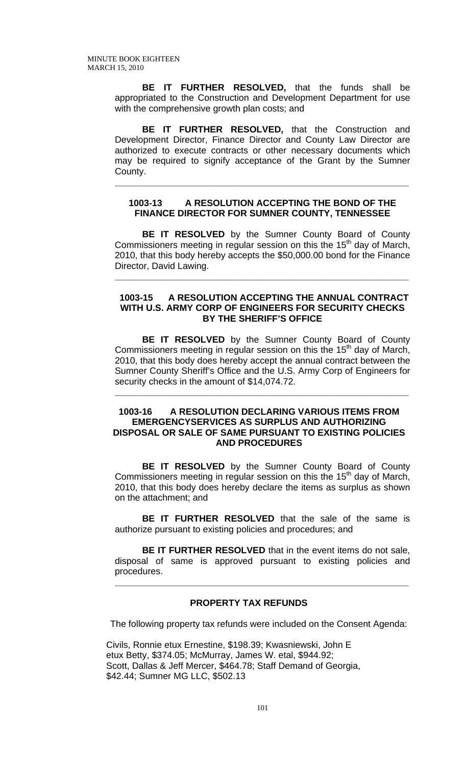**BE IT FURTHER RESOLVED,** that the funds shall be appropriated to the Construction and Development Department for use with the comprehensive growth plan costs; and

**BE IT FURTHER RESOLVED,** that the Construction and Development Director, Finance Director and County Law Director are authorized to execute contracts or other necessary documents which may be required to signify acceptance of the Grant by the Sumner County.

---

**1003-13 A RESOLUTION ACCEPTING THE BOND OF THE FINANCE DIRECTOR FOR SUMNER COUNTY, TENNESSEE**

**BE IT RESOLVED** by the Sumner County Board of County Commissioners meeting in regular session on this the 15th day of March, 2010, that this body hereby accepts the $50,000.00 bond for the Finance Director, David Lawing.

---

**1003-15 A RESOLUTION ACCEPTING THE ANNUAL CONTRACT WITH U.S. ARMY CORP OF ENGINEERS FOR SECURITY CHECKS BY THE SHERIFF'S OFFICE**

**BE IT RESOLVED** by the Sumner County Board of County Commissioners meeting in regular session on this the 15th day of March, 2010, that this body does hereby accept the annual contract between the Sumner County Sheriff's Office and the U.S. Army Corp of Engineers for security checks in the amount of $14,074.72.

---

**1003-16 A RESOLUTION DECLARING VARIOUS ITEMS FROM EMERGENCYSERVICES AS SURPLUS AND AUTHORIZING DISPOSAL OR SALE OF SAME PURSUANT TO EXISTING POLICIES AND PROCEDURES**

**BE IT RESOLVED** by the Sumner County Board of County Commissioners meeting in regular session on this the 15th day of March, 2010, that this body does hereby declare the items as surplus as shown on the attachment; and

**BE IT FURTHER RESOLVED** that the sale of the same is authorize pursuant to existing policies and procedures; and

**BE IT FURTHER RESOLVED** that in the event items do not sale, disposal of same is approved pursuant to existing policies and procedures.

---

**PROPERTY TAX REFUNDS**

The following property tax refunds were included on the Consent Agenda:

Civils, Ronnie etux Ernestine, $198.39; Kwasniewski, John E etux Betty, $374.05; McMurray, James W. etal, $944.92; Scott, Dallas & Jeff Mercer, $464.78; Staff Demand of Georgia, $42.44; Sumner MG LLC, $502.13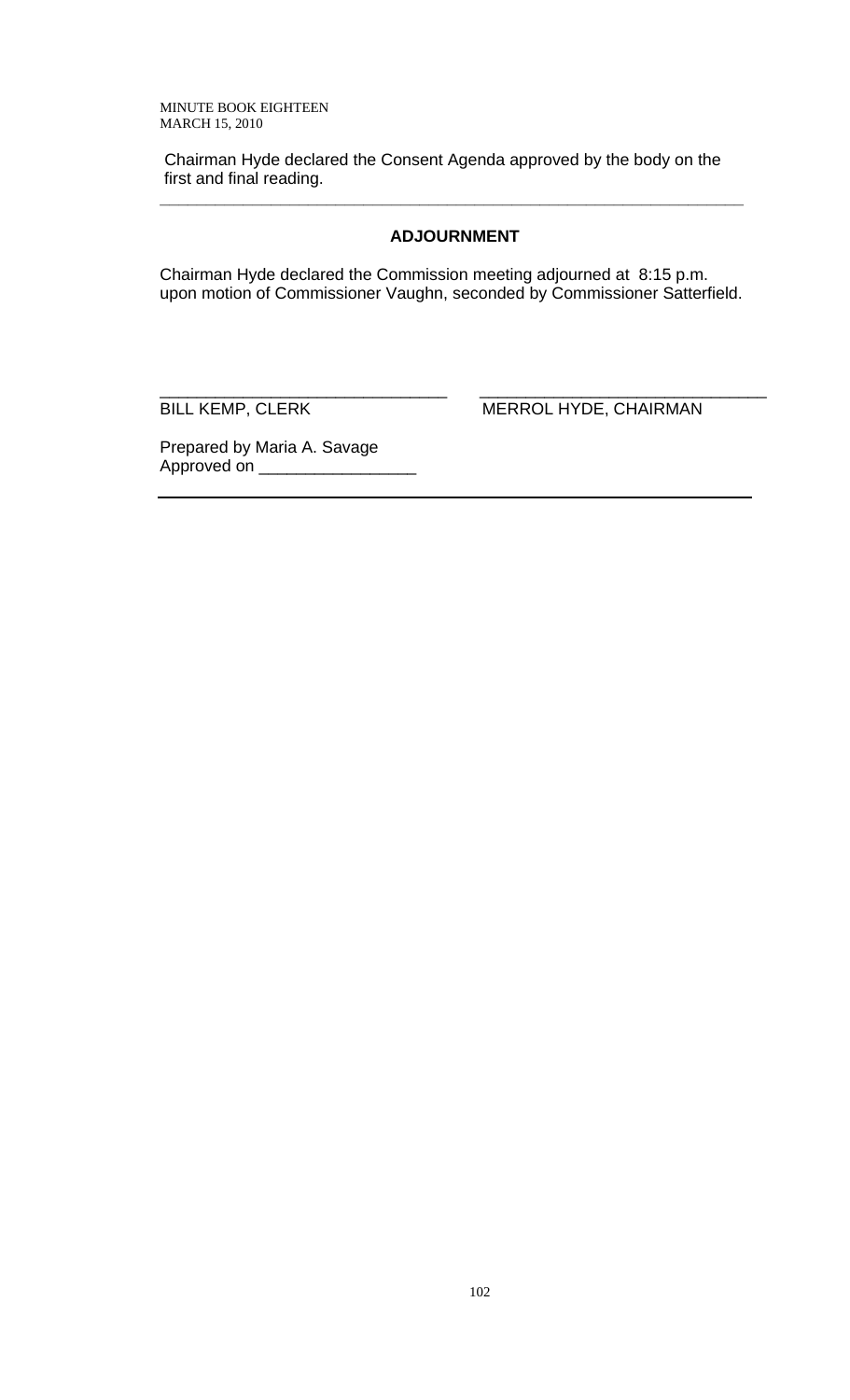Chairman Hyde declared the Consent Agenda approved by the body on the first and final reading.

---

## ADJOURNMENT

Chairman Hyde declared the Commission meeting adjourned at 8:15 p.m. upon motion of Commissioner Vaughn, seconded by Commissioner Satterfield.

\_\_\_\_\_\_\_\_\_\_\_\_\_\_\_\_\_\_\_\_\_\_\_\_\_\_\_\_\_\_\_\_ \_\_\_\_\_\_\_\_\_\_\_\_\_\_\_\_\_\_\_\_\_\_\_\_\_\_\_\_\_\_\_\_

BILL KEMP, CLERK MERROL HYDE, CHAIRMAN

Prepared by Maria A. Savage

Approved on \_\_\_\_\_\_\_\_\_\_\_\_\_\_\_\_\_